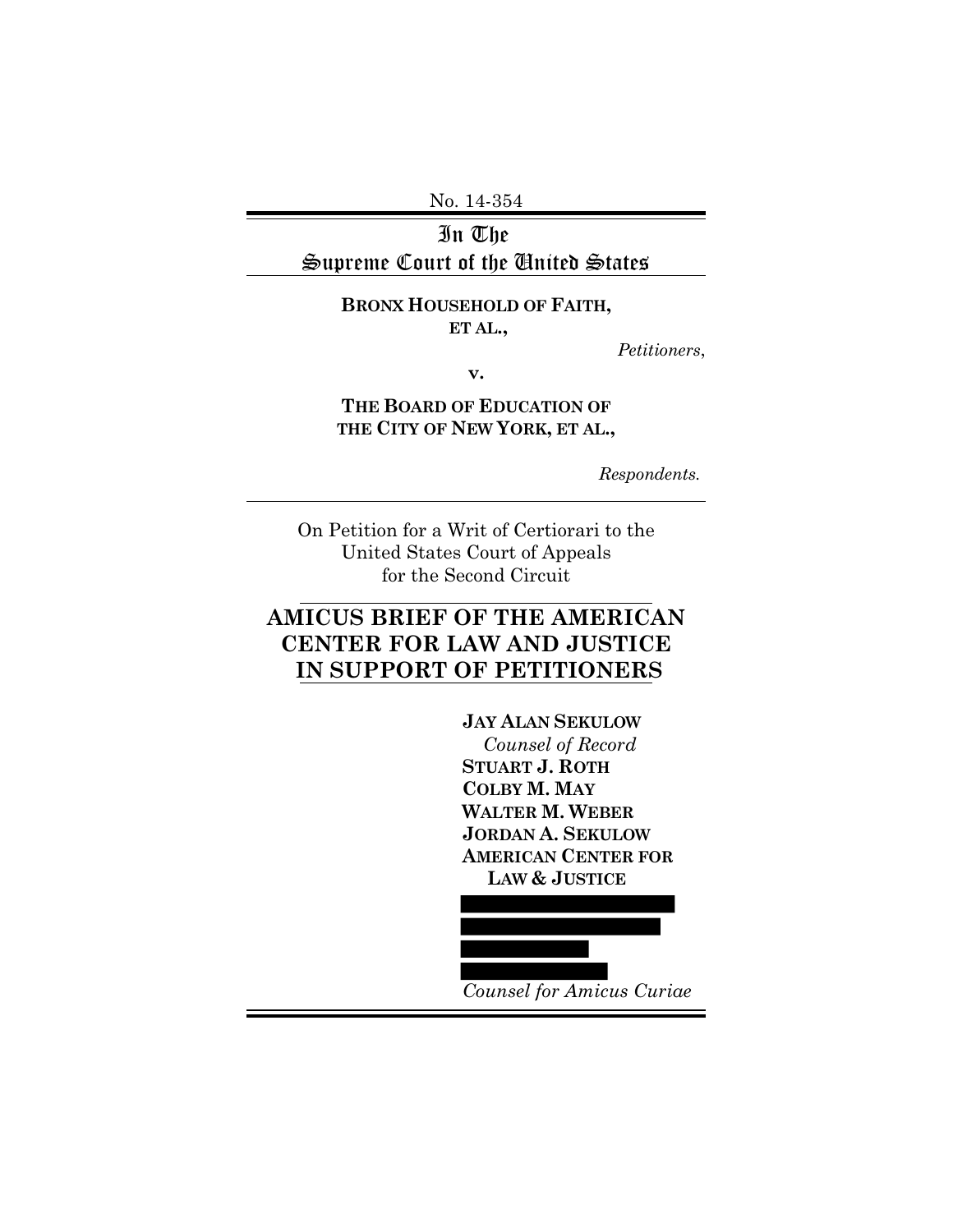No. 14-354

# In The Supreme Court of the United States

**BRONX HOUSEHOLD OF FAITH, ET AL.,**

*Petitioners*,

**v.**

**THE BOARD OF EDUCATION OF THE CITY OF NEW YORK, ET AL.,**

*Respondents.*

On Petition for a Writ of Certiorari to the United States Court of Appeals for the Second Circuit

## AMICUS BRIEF OF THE AMERICAN CENTER FOR LAW AND JUSTICE IN SUPPORT OF PETITIONERS

**JAY ALAN SEKULOW**
*Counsel of Record*
**STUART J. ROTH**
**COLBY M. MAY**
**WALTER M. WEBER**
**JORDAN A. SEKULOW**
**AMERICAN CENTER FOR LAW & JUSTICE**

*Counsel for Amicus Curiae*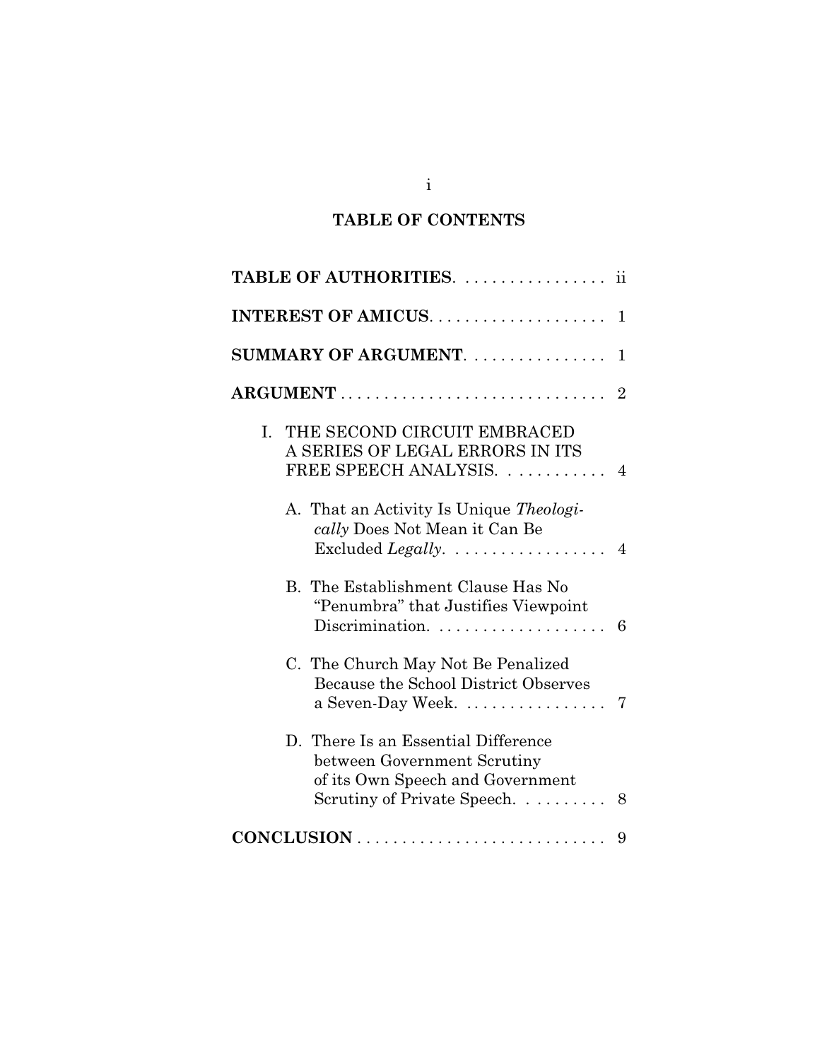# TABLE OF CONTENTS

**TABLE OF AUTHORITIES** . . . . . . . . . . . . . . . . ii

**INTEREST OF AMICUS** . . . . . . . . . . . . . . . . . . . . 1

**SUMMARY OF ARGUMENT** . . . . . . . . . . . . . . . . 1

**ARGUMENT** . . . . . . . . . . . . . . . . . . . . . . . . . . . . . . . 2

I. THE SECOND CIRCUIT EMBRACED A SERIES OF LEGAL ERRORS IN ITS FREE SPEECH ANALYSIS. . . . . . . . . . . . 4

   A. That an Activity Is Unique *Theologically* Does Not Mean it Can Be Excluded *Legally*. . . . . . . . . . . . . . . . . . 4

   B. The Establishment Clause Has No "Penumbra" that Justifies Viewpoint Discrimination. . . . . . . . . . . . . . . . . . . . 6

   C. The Church May Not Be Penalized Because the School District Observes a Seven-Day Week. . . . . . . . . . . . . . . . . 7

   D. There Is an Essential Difference between Government Scrutiny of its Own Speech and Government Scrutiny of Private Speech. . . . . . . . . . 8

**CONCLUSION** . . . . . . . . . . . . . . . . . . . . . . . . . . . . 9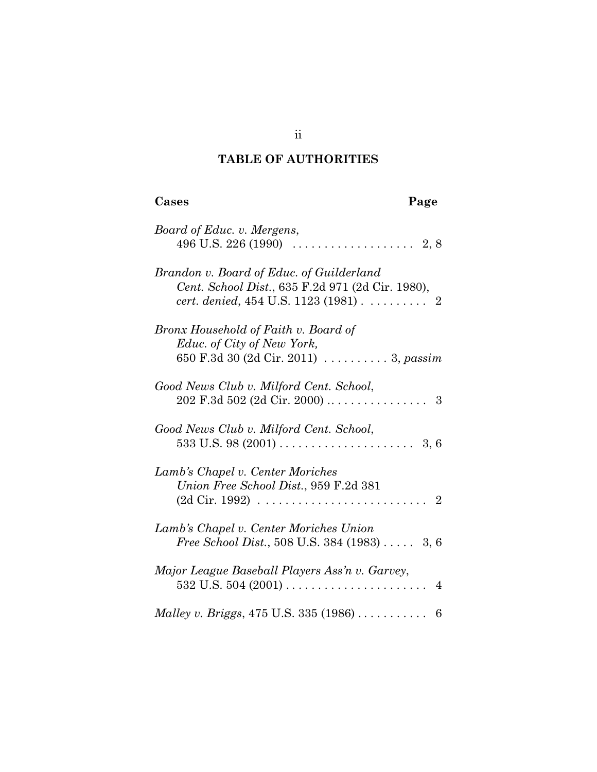## TABLE OF AUTHORITIES

**Cases** **Page**

*Board of Educ. v. Mergens*, 496 U.S. 226 (1990) . . . . . . . . . . . . . . . . . . . 2, 8

*Brandon v. Board of Educ. of Guilderland Cent. School Dist.*, 635 F.2d 971 (2d Cir. 1980), *cert. denied*, 454 U.S. 1123 (1981) . . . . . . . . . 2

*Bronx Household of Faith v. Board of Educ. of City of New York,* 650 F.3d 30 (2d Cir. 2011) . . . . . . . . . . 3, *passim*

*Good News Club v. Milford Cent. School*, 202 F.3d 502 (2d Cir. 2000) . . . . . . . . . . . . . . . . 3

*Good News Club v. Milford Cent. School*, 533 U.S. 98 (2001) . . . . . . . . . . . . . . . . . . . . . 3, 6

*Lamb's Chapel v. Center Moriches Union Free School Dist.*, 959 F.2d 381 (2d Cir. 1992) . . . . . . . . . . . . . . . . . . . . . . . . . 2

*Lamb's Chapel v. Center Moriches Union Free School Dist.*, 508 U.S. 384 (1983) . . . . . 3, 6

*Major League Baseball Players Ass'n v. Garvey*, 532 U.S. 504 (2001) . . . . . . . . . . . . . . . . . . . . . . 4

*Malley v. Briggs*, 475 U.S. 335 (1986) . . . . . . . . . . . 6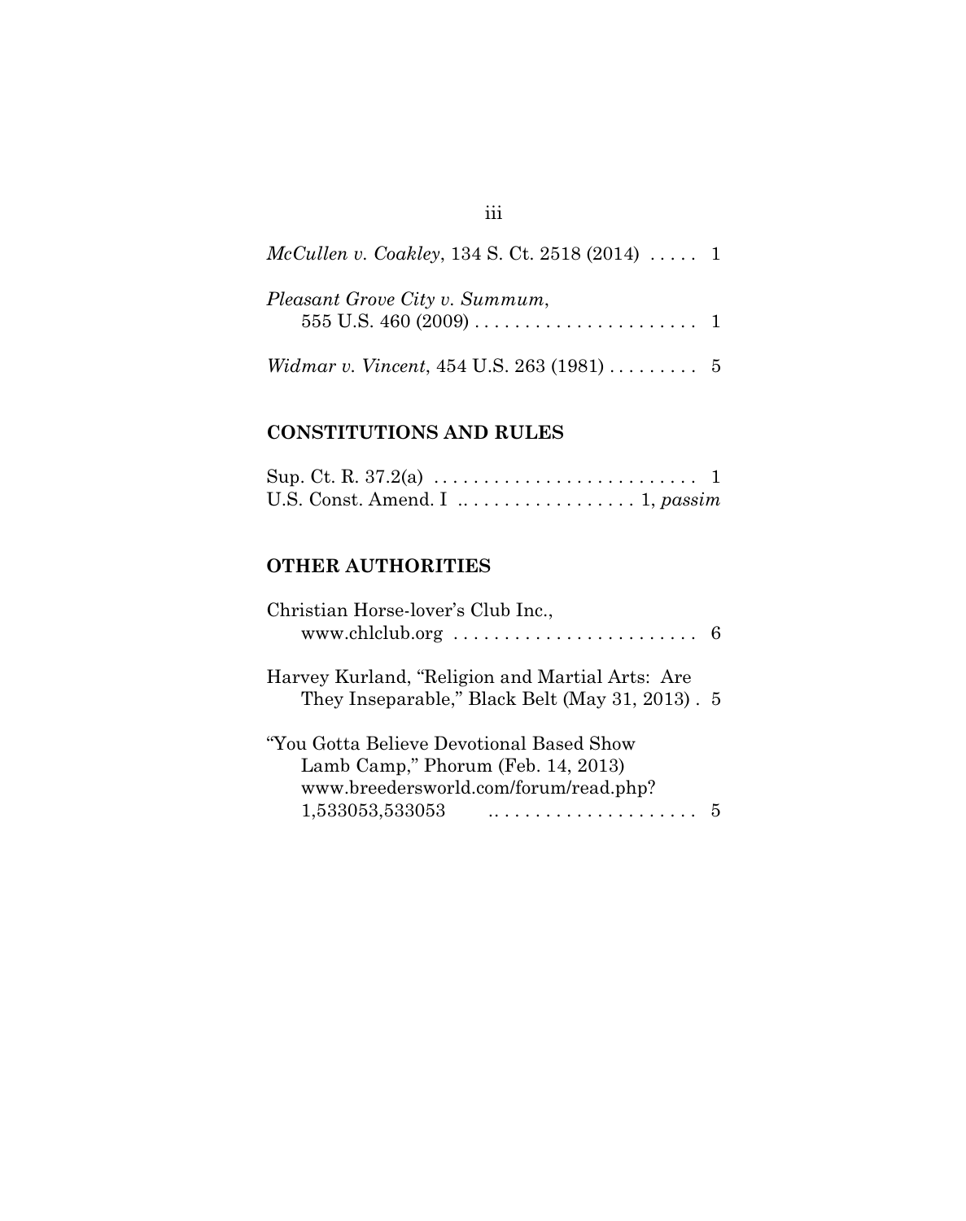*McCullen v. Coakley*, 134 S. Ct. 2518 (2014) . . . . . 1

*Pleasant Grove City v. Summum*,
555 U.S. 460 (2009) . . . . . . . . . . . . . . . . . . . . . . 1

*Widmar v. Vincent*, 454 U.S. 263 (1981) . . . . . . . . . 5

## CONSTITUTIONS AND RULES

Sup. Ct. R. 37.2(a) . . . . . . . . . . . . . . . . . . . . . . . . . . 1

U.S. Const. Amend. I .. . . . . . . . . . . . . . . . . 1, *passim*

## OTHER AUTHORITIES

Christian Horse-lover's Club Inc.,
www.chlclub.org . . . . . . . . . . . . . . . . . . . . . . . . . 6

Harvey Kurland, "Religion and Martial Arts: Are They Inseparable," Black Belt (May 31, 2013) . 5

"You Gotta Believe Devotional Based Show Lamb Camp," Phorum (Feb. 14, 2013)
www.breedersworld.com/forum/read.php?
1,533053,533053 .. . . . . . . . . . . . . . . . . . . 5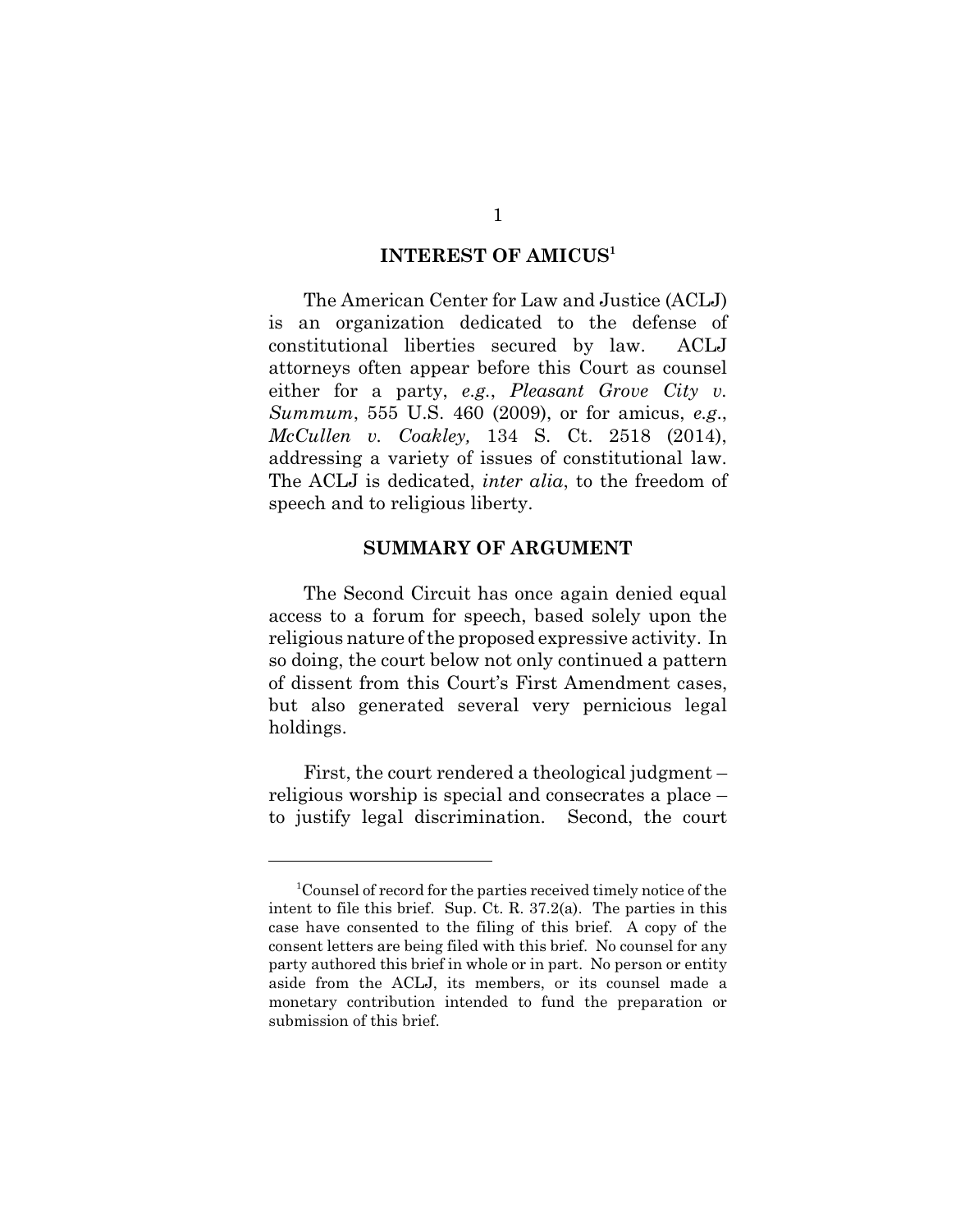## INTEREST OF AMICUS[1]

The American Center for Law and Justice (ACLJ) is an organization dedicated to the defense of constitutional liberties secured by law. ACLJ attorneys often appear before this Court as counsel either for a party, *e.g.*, *Pleasant Grove City v. Summum*, 555 U.S. 460 (2009), or for amicus, *e.g.*, *McCullen v. Coakley,* 134 S. Ct. 2518 (2014), addressing a variety of issues of constitutional law. The ACLJ is dedicated, *inter alia*, to the freedom of speech and to religious liberty.

## SUMMARY OF ARGUMENT

The Second Circuit has once again denied equal access to a forum for speech, based solely upon the religious nature of the proposed expressive activity. In so doing, the court below not only continued a pattern of dissent from this Court's First Amendment cases, but also generated several very pernicious legal holdings.

First, the court rendered a theological judgment – religious worship is special and consecrates a place – to justify legal discrimination. Second, the court

---

[1] Counsel of record for the parties received timely notice of the intent to file this brief. Sup. Ct. R. 37.2(a). The parties in this case have consented to the filing of this brief. A copy of the consent letters are being filed with this brief. No counsel for any party authored this brief in whole or in part. No person or entity aside from the ACLJ, its members, or its counsel made a monetary contribution intended to fund the preparation or submission of this brief.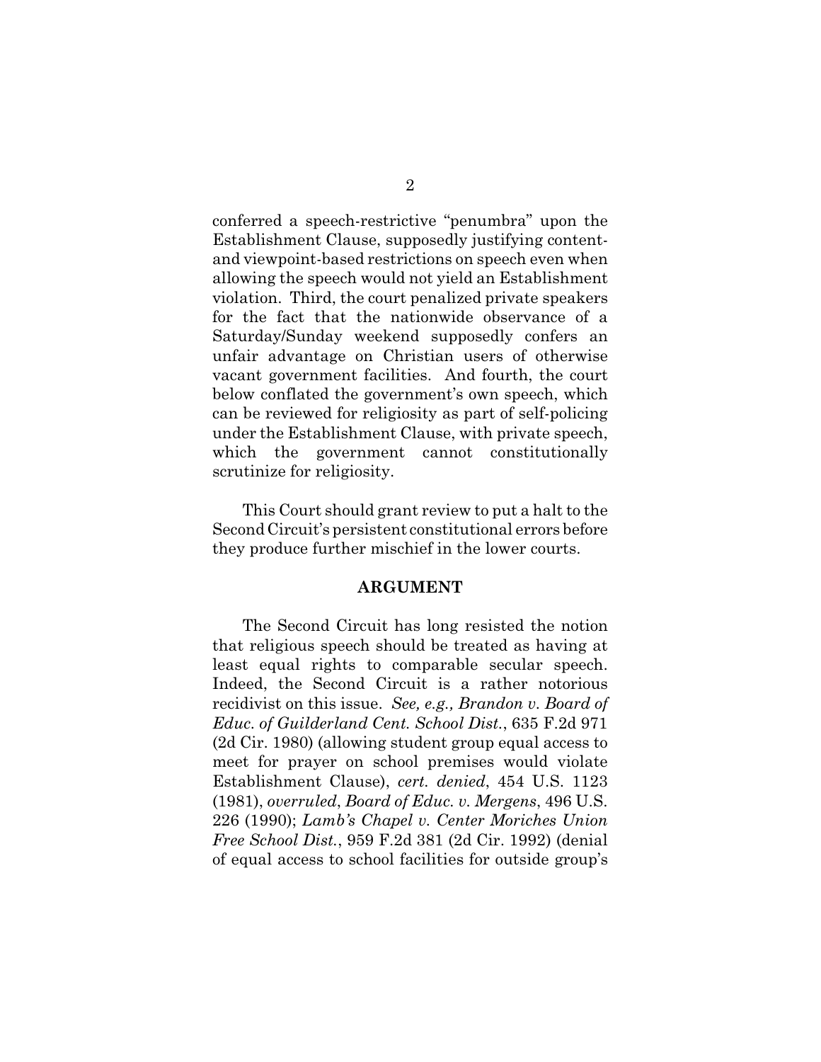conferred a speech-restrictive "penumbra" upon the Establishment Clause, supposedly justifying content- and viewpoint-based restrictions on speech even when allowing the speech would not yield an Establishment violation. Third, the court penalized private speakers for the fact that the nationwide observance of a Saturday/Sunday weekend supposedly confers an unfair advantage on Christian users of otherwise vacant government facilities. And fourth, the court below conflated the government's own speech, which can be reviewed for religiosity as part of self-policing under the Establishment Clause, with private speech, which the government cannot constitutionally scrutinize for religiosity.

This Court should grant review to put a halt to the Second Circuit's persistent constitutional errors before they produce further mischief in the lower courts.

## ARGUMENT

The Second Circuit has long resisted the notion that religious speech should be treated as having at least equal rights to comparable secular speech. Indeed, the Second Circuit is a rather notorious recidivist on this issue. *See, e.g., Brandon v. Board of Educ. of Guilderland Cent. School Dist.*, 635 F.2d 971 (2d Cir. 1980) (allowing student group equal access to meet for prayer on school premises would violate Establishment Clause), *cert. denied*, 454 U.S. 1123 (1981), *overruled*, *Board of Educ. v. Mergens*, 496 U.S. 226 (1990); *Lamb's Chapel v. Center Moriches Union Free School Dist.*, 959 F.2d 381 (2d Cir. 1992) (denial of equal access to school facilities for outside group's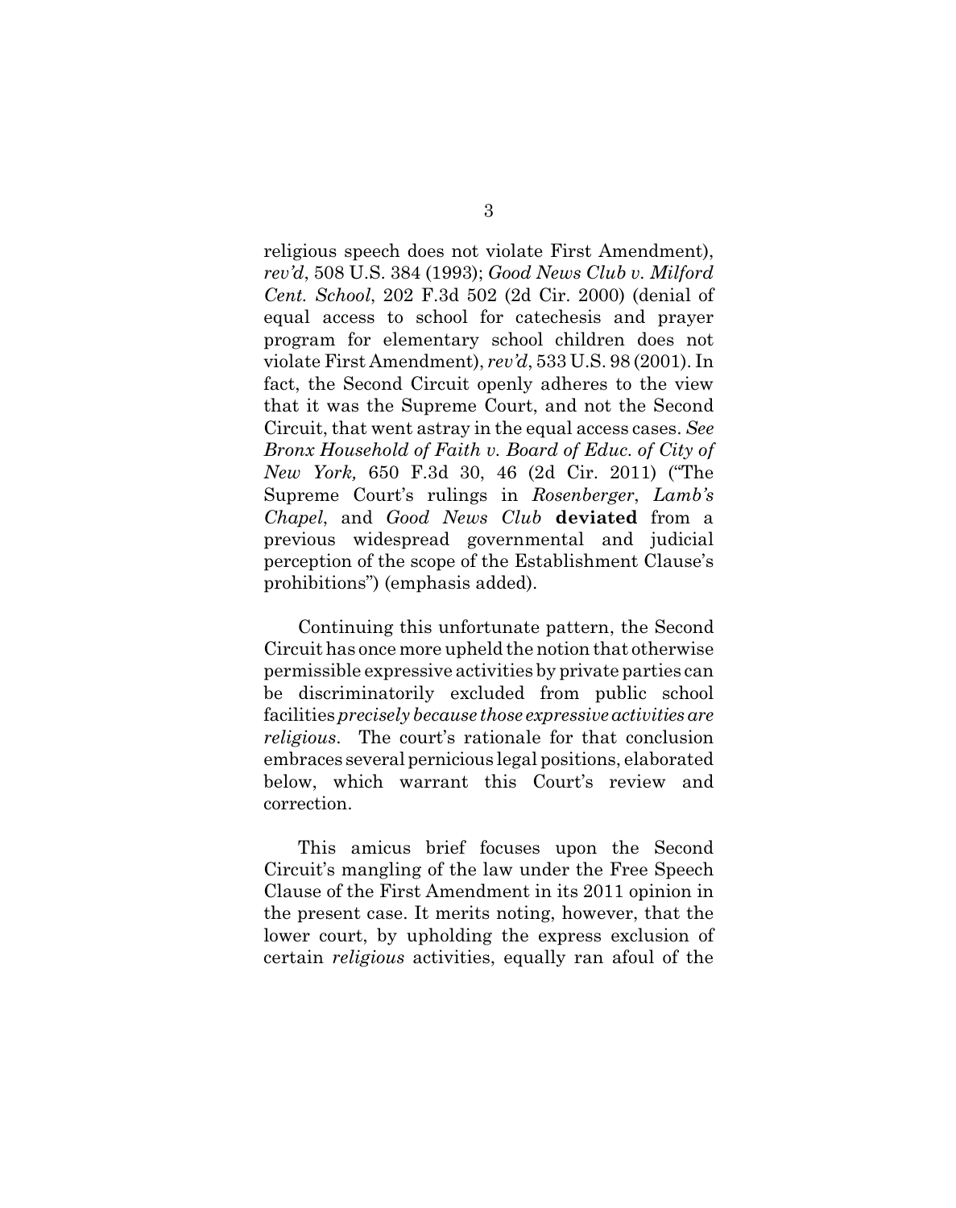religious speech does not violate First Amendment), *rev'd*, 508 U.S. 384 (1993); *Good News Club v. Milford Cent. School*, 202 F.3d 502 (2d Cir. 2000) (denial of equal access to school for catechesis and prayer program for elementary school children does not violate First Amendment), *rev'd*, 533 U.S. 98 (2001). In fact, the Second Circuit openly adheres to the view that it was the Supreme Court, and not the Second Circuit, that went astray in the equal access cases. *See Bronx Household of Faith v. Board of Educ. of City of New York,* 650 F.3d 30, 46 (2d Cir. 2011) ("The Supreme Court's rulings in *Rosenberger*, *Lamb's Chapel*, and *Good News Club* **deviated** from a previous widespread governmental and judicial perception of the scope of the Establishment Clause's prohibitions") (emphasis added).

Continuing this unfortunate pattern, the Second Circuit has once more upheld the notion that otherwise permissible expressive activities by private parties can be discriminatorily excluded from public school facilities *precisely because those expressive activities are religious*. The court's rationale for that conclusion embraces several pernicious legal positions, elaborated below, which warrant this Court's review and correction.

This amicus brief focuses upon the Second Circuit's mangling of the law under the Free Speech Clause of the First Amendment in its 2011 opinion in the present case. It merits noting, however, that the lower court, by upholding the express exclusion of certain *religious* activities, equally ran afoul of the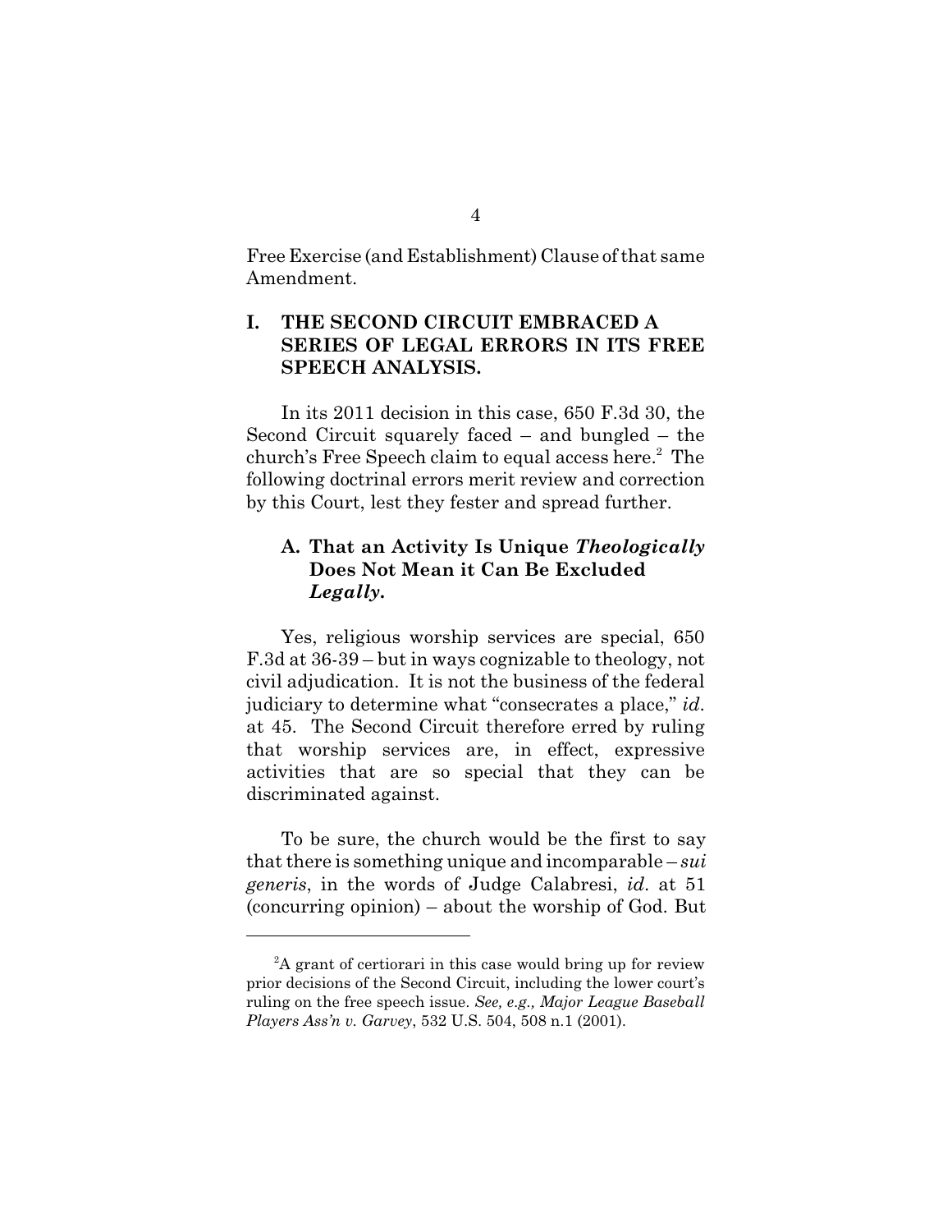Free Exercise (and Establishment) Clause of that same Amendment.

## I. THE SECOND CIRCUIT EMBRACED A SERIES OF LEGAL ERRORS IN ITS FREE SPEECH ANALYSIS.

In its 2011 decision in this case, 650 F.3d 30, the Second Circuit squarely faced – and bungled – the church's Free Speech claim to equal access here.[2] The following doctrinal errors merit review and correction by this Court, lest they fester and spread further.

### A. That an Activity Is Unique *Theologically* Does Not Mean it Can Be Excluded *Legally*.

Yes, religious worship services are special, 650 F.3d at 36-39 – but in ways cognizable to theology, not civil adjudication. It is not the business of the federal judiciary to determine what "consecrates a place," *id*. at 45. The Second Circuit therefore erred by ruling that worship services are, in effect, expressive activities that are so special that they can be discriminated against.

To be sure, the church would be the first to say that there is something unique and incomparable – *sui generis*, in the words of Judge Calabresi, *id*. at 51 (concurring opinion) – about the worship of God. But

---

[2] A grant of certiorari in this case would bring up for review prior decisions of the Second Circuit, including the lower court's ruling on the free speech issue. *See, e.g., Major League Baseball Players Ass'n v. Garvey*, 532 U.S. 504, 508 n.1 (2001).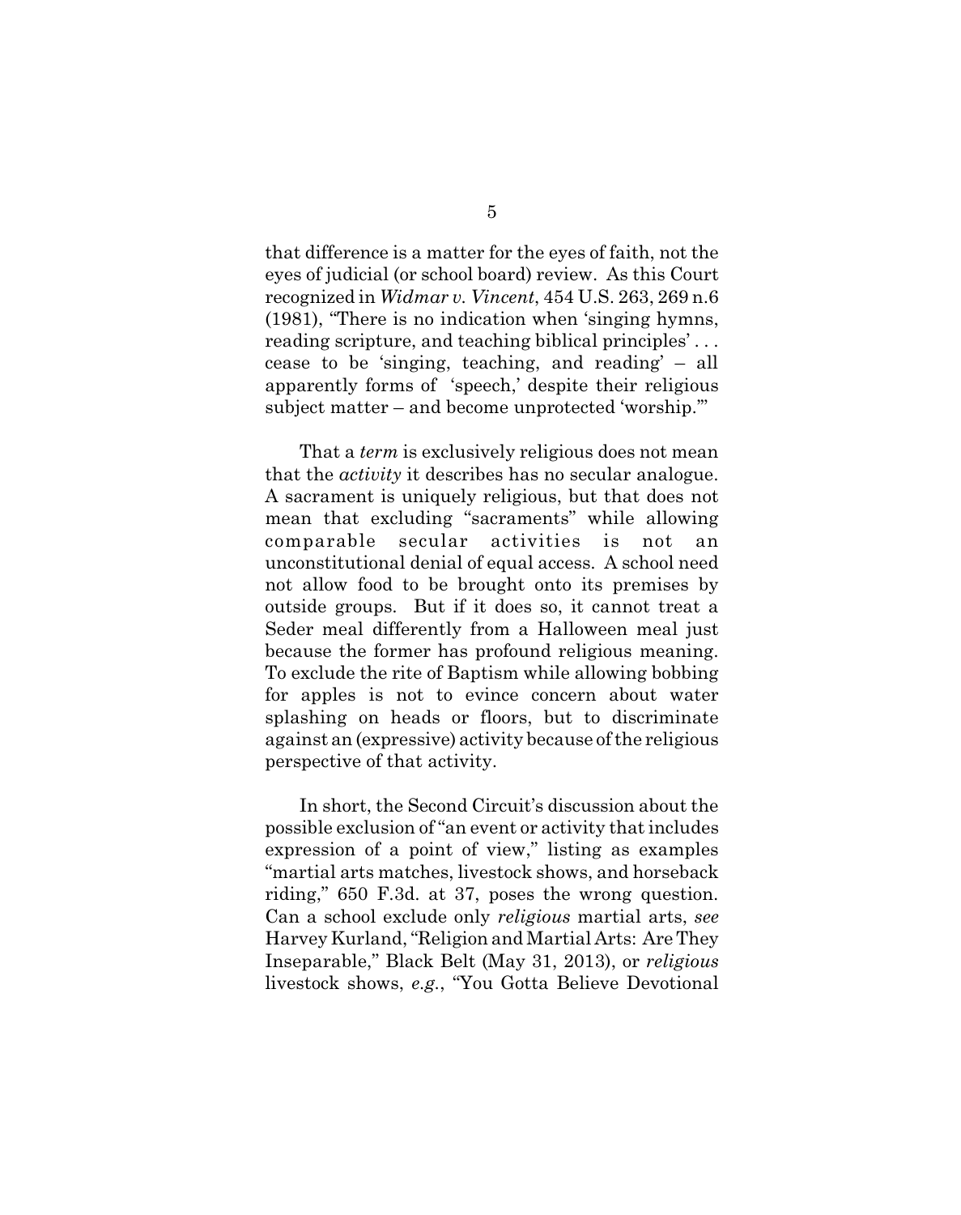that difference is a matter for the eyes of faith, not the eyes of judicial (or school board) review. As this Court recognized in *Widmar v. Vincent*, 454 U.S. 263, 269 n.6 (1981), "There is no indication when 'singing hymns, reading scripture, and teaching biblical principles' . . . cease to be 'singing, teaching, and reading' – all apparently forms of 'speech,' despite their religious subject matter – and become unprotected 'worship.'"

That a *term* is exclusively religious does not mean that the *activity* it describes has no secular analogue. A sacrament is uniquely religious, but that does not mean that excluding "sacraments" while allowing comparable secular activities is not an unconstitutional denial of equal access. A school need not allow food to be brought onto its premises by outside groups. But if it does so, it cannot treat a Seder meal differently from a Halloween meal just because the former has profound religious meaning. To exclude the rite of Baptism while allowing bobbing for apples is not to evince concern about water splashing on heads or floors, but to discriminate against an (expressive) activity because of the religious perspective of that activity.

In short, the Second Circuit's discussion about the possible exclusion of "an event or activity that includes expression of a point of view," listing as examples "martial arts matches, livestock shows, and horseback riding," 650 F.3d. at 37, poses the wrong question. Can a school exclude only *religious* martial arts, *see* Harvey Kurland, "Religion and Martial Arts: Are They Inseparable," Black Belt (May 31, 2013), or *religious* livestock shows, *e.g.*, "You Gotta Believe Devotional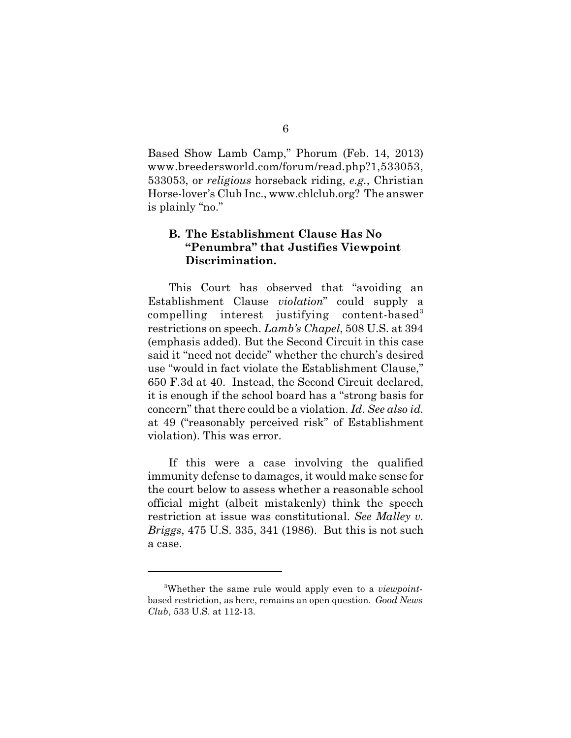Based Show Lamb Camp," Phorum (Feb. 14, 2013) www.breedersworld.com/forum/read.php?1,533053, 533053, or *religious* horseback riding, *e.g.*, Christian Horse-lover's Club Inc., www.chlclub.org? The answer is plainly "no."

### B. The Establishment Clause Has No "Penumbra" that Justifies Viewpoint Discrimination.

This Court has observed that "avoiding an Establishment Clause *violation*" could supply a compelling interest justifying content-based[3] restrictions on speech. *Lamb's Chapel*, 508 U.S. at 394 (emphasis added). But the Second Circuit in this case said it "need not decide" whether the church's desired use "would in fact violate the Establishment Clause," 650 F.3d at 40. Instead, the Second Circuit declared, it is enough if the school board has a "strong basis for concern" that there could be a violation. *Id*. *See also id.* at 49 ("reasonably perceived risk" of Establishment violation). This was error.

If this were a case involving the qualified immunity defense to damages, it would make sense for the court below to assess whether a reasonable school official might (albeit mistakenly) think the speech restriction at issue was constitutional. *See Malley v. Briggs*, 475 U.S. 335, 341 (1986). But this is not such a case.

---

[3]Whether the same rule would apply even to a *viewpoint*-based restriction, as here, remains an open question. *Good News Club*, 533 U.S. at 112-13.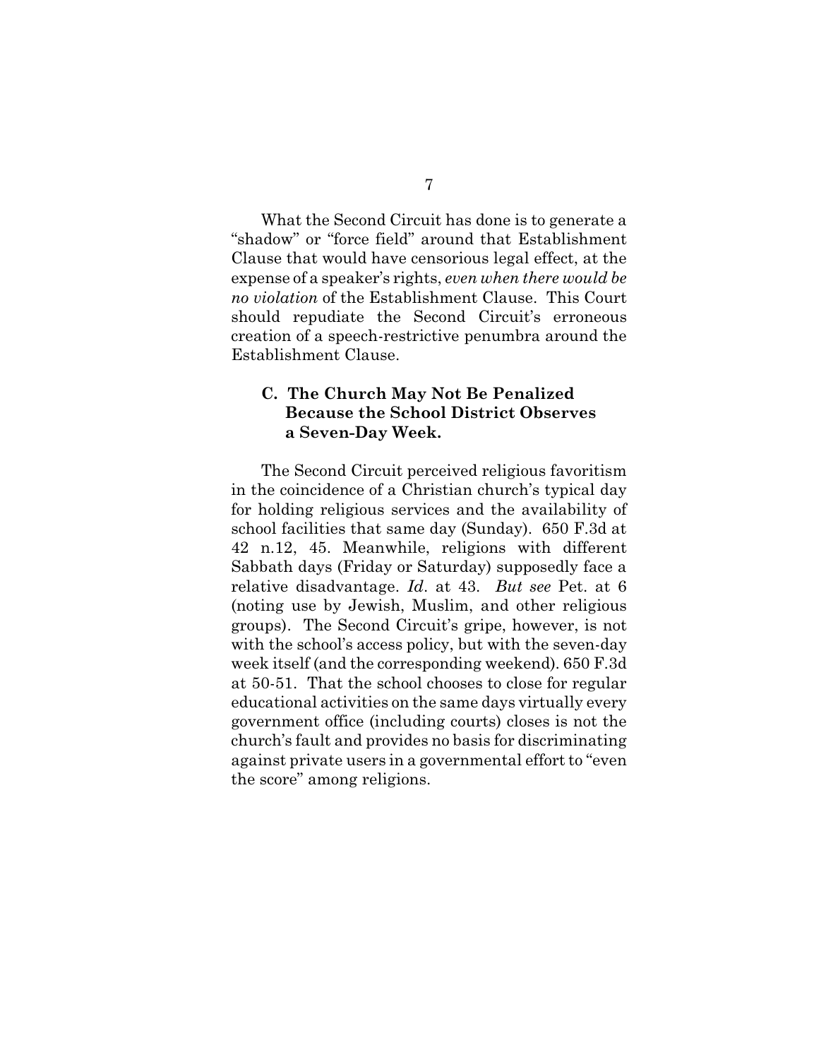What the Second Circuit has done is to generate a "shadow" or "force field" around that Establishment Clause that would have censorious legal effect, at the expense of a speaker's rights, *even when there would be no violation* of the Establishment Clause. This Court should repudiate the Second Circuit's erroneous creation of a speech-restrictive penumbra around the Establishment Clause.

### C. The Church May Not Be Penalized Because the School District Observes a Seven-Day Week.

The Second Circuit perceived religious favoritism in the coincidence of a Christian church's typical day for holding religious services and the availability of school facilities that same day (Sunday). 650 F.3d at 42 n.12, 45. Meanwhile, religions with different Sabbath days (Friday or Saturday) supposedly face a relative disadvantage. *Id*. at 43. *But see* Pet. at 6 (noting use by Jewish, Muslim, and other religious groups). The Second Circuit's gripe, however, is not with the school's access policy, but with the seven-day week itself (and the corresponding weekend). 650 F.3d at 50-51. That the school chooses to close for regular educational activities on the same days virtually every government office (including courts) closes is not the church's fault and provides no basis for discriminating against private users in a governmental effort to "even the score" among religions.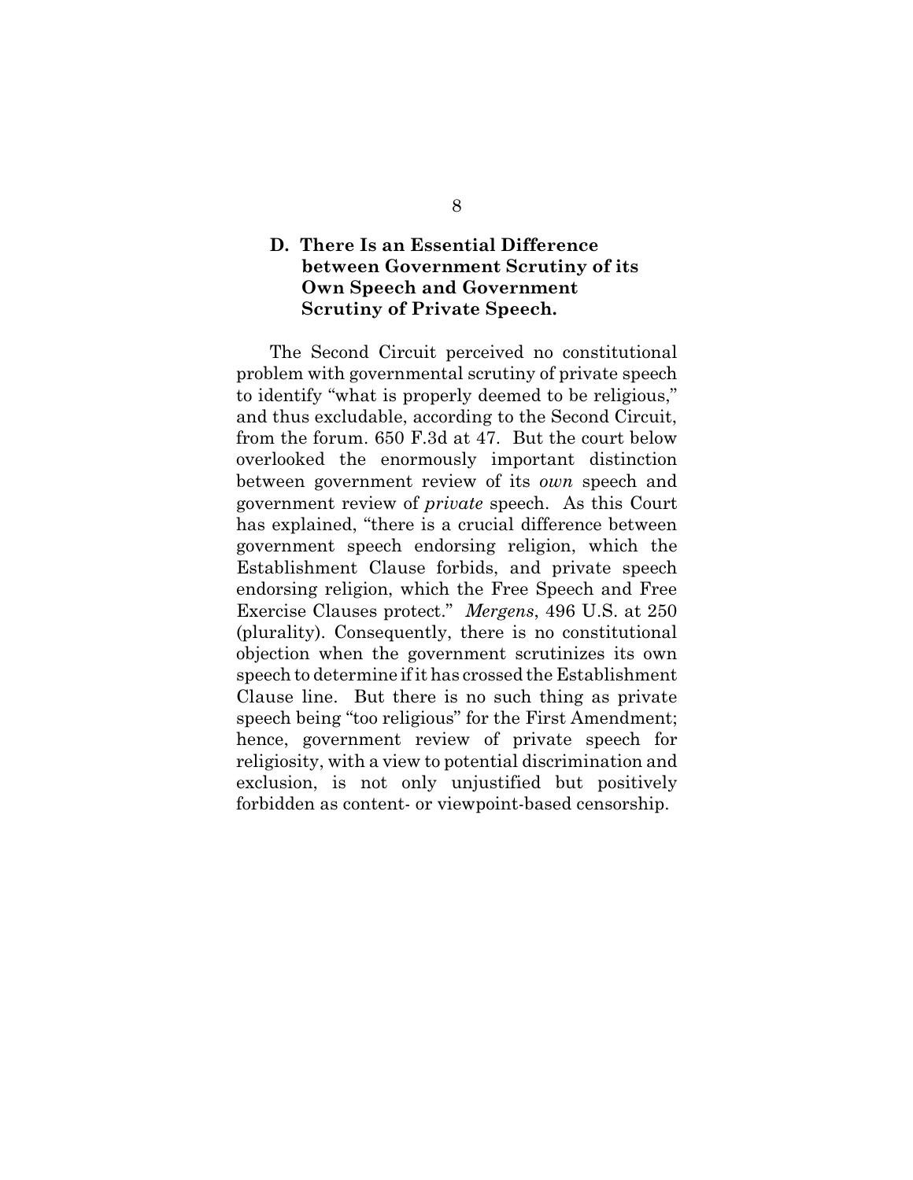### D. There Is an Essential Difference between Government Scrutiny of its Own Speech and Government Scrutiny of Private Speech.

The Second Circuit perceived no constitutional problem with governmental scrutiny of private speech to identify "what is properly deemed to be religious," and thus excludable, according to the Second Circuit, from the forum. 650 F.3d at 47. But the court below overlooked the enormously important distinction between government review of its *own* speech and government review of *private* speech. As this Court has explained, "there is a crucial difference between government speech endorsing religion, which the Establishment Clause forbids, and private speech endorsing religion, which the Free Speech and Free Exercise Clauses protect." *Mergens*, 496 U.S. at 250 (plurality). Consequently, there is no constitutional objection when the government scrutinizes its own speech to determine if it has crossed the Establishment Clause line. But there is no such thing as private speech being "too religious" for the First Amendment; hence, government review of private speech for religiosity, with a view to potential discrimination and exclusion, is not only unjustified but positively forbidden as content- or viewpoint-based censorship.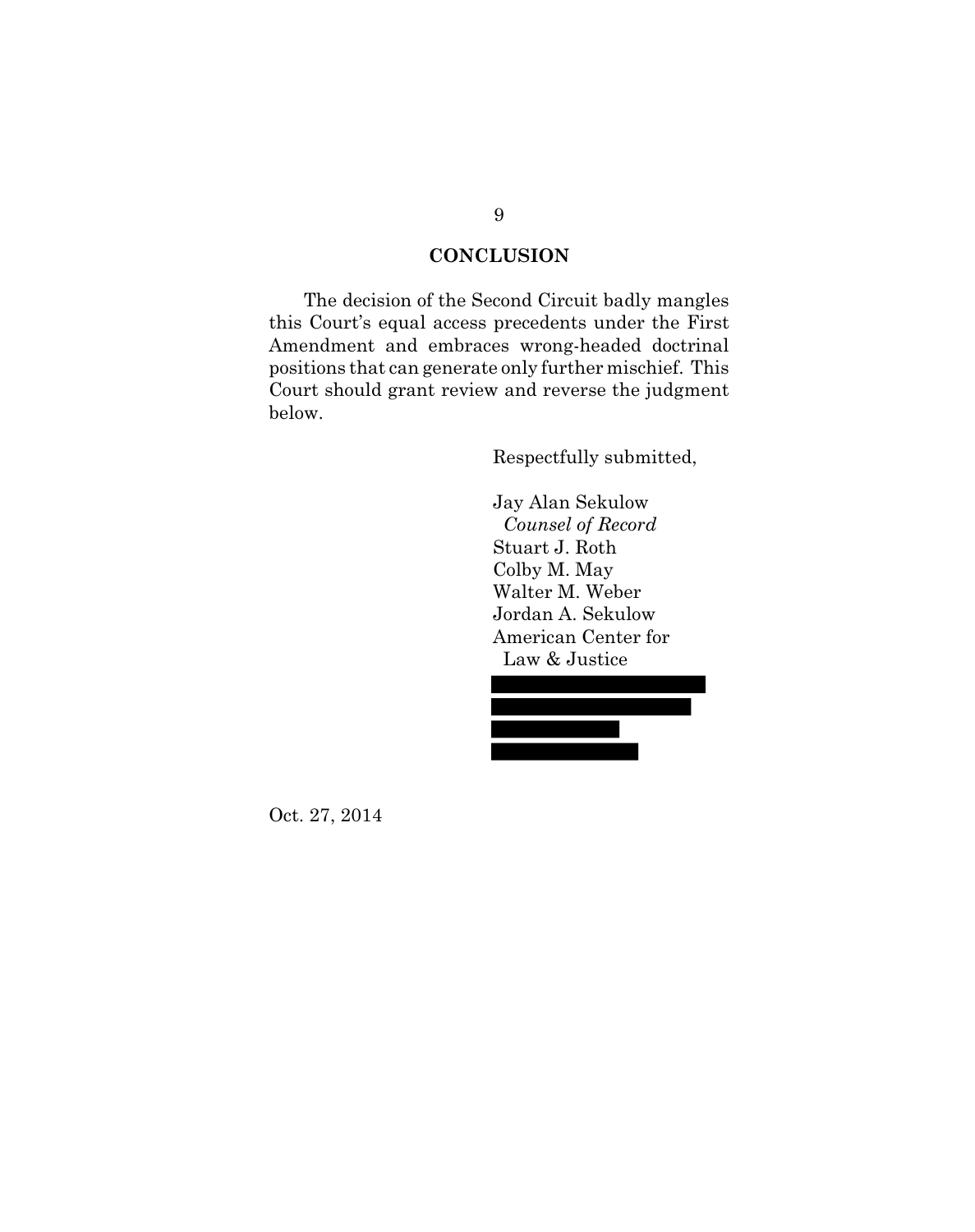## CONCLUSION

The decision of the Second Circuit badly mangles this Court's equal access precedents under the First Amendment and embraces wrong-headed doctrinal positions that can generate only further mischief. This Court should grant review and reverse the judgment below.

Respectfully submitted,

Jay Alan Sekulow
*Counsel of Record*
Stuart J. Roth
Colby M. May
Walter M. Weber
Jordan A. Sekulow
American Center for
Law & Justice

Oct. 27, 2014